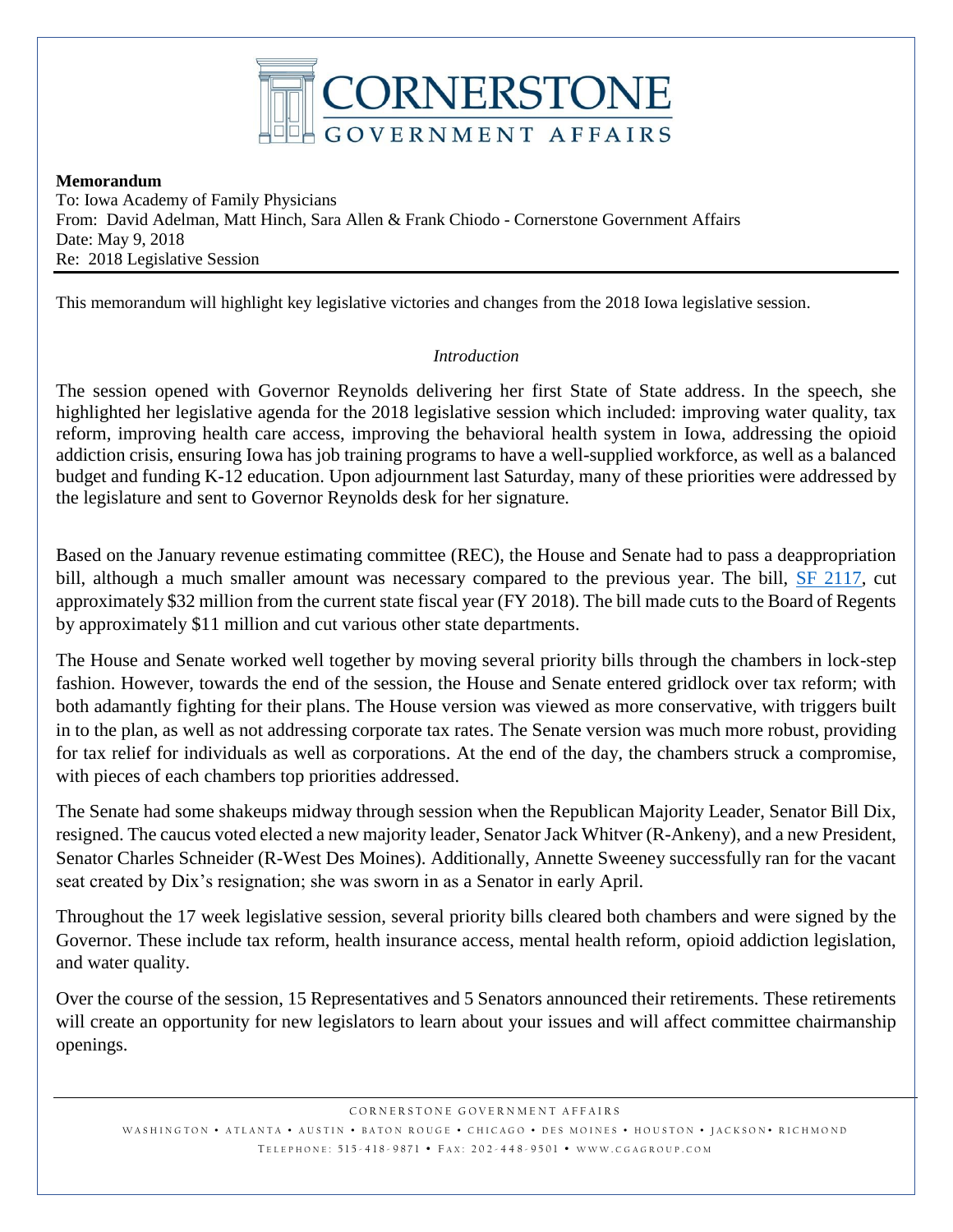# CORNERSTONE GOVERNMENT AFFAIRS

**Memorandum**
To: Iowa Academy of Family Physicians
From: David Adelman, Matt Hinch, Sara Allen & Frank Chiodo - Cornerstone Government Affairs
Date: May 9, 2018
Re: 2018 Legislative Session

This memorandum will highlight key legislative victories and changes from the 2018 Iowa legislative session.

*Introduction*

The session opened with Governor Reynolds delivering her first State of State address. In the speech, she highlighted her legislative agenda for the 2018 legislative session which included: improving water quality, tax reform, improving health care access, improving the behavioral health system in Iowa, addressing the opioid addiction crisis, ensuring Iowa has job training programs to have a well-supplied workforce, as well as a balanced budget and funding K-12 education. Upon adjournment last Saturday, many of these priorities were addressed by the legislature and sent to Governor Reynolds desk for her signature.

Based on the January revenue estimating committee (REC), the House and Senate had to pass a deappropriation bill, although a much smaller amount was necessary compared to the previous year. The bill, SF 2117, cut approximately $32 million from the current state fiscal year (FY 2018). The bill made cuts to the Board of Regents by approximately $11 million and cut various other state departments.

The House and Senate worked well together by moving several priority bills through the chambers in lock-step fashion. However, towards the end of the session, the House and Senate entered gridlock over tax reform; with both adamantly fighting for their plans. The House version was viewed as more conservative, with triggers built in to the plan, as well as not addressing corporate tax rates. The Senate version was much more robust, providing for tax relief for individuals as well as corporations. At the end of the day, the chambers struck a compromise, with pieces of each chambers top priorities addressed.

The Senate had some shakeups midway through session when the Republican Majority Leader, Senator Bill Dix, resigned. The caucus voted elected a new majority leader, Senator Jack Whitver (R-Ankeny), and a new President, Senator Charles Schneider (R-West Des Moines). Additionally, Annette Sweeney successfully ran for the vacant seat created by Dix's resignation; she was sworn in as a Senator in early April.

Throughout the 17 week legislative session, several priority bills cleared both chambers and were signed by the Governor. These include tax reform, health insurance access, mental health reform, opioid addiction legislation, and water quality.

Over the course of the session, 15 Representatives and 5 Senators announced their retirements. These retirements will create an opportunity for new legislators to learn about your issues and will affect committee chairmanship openings.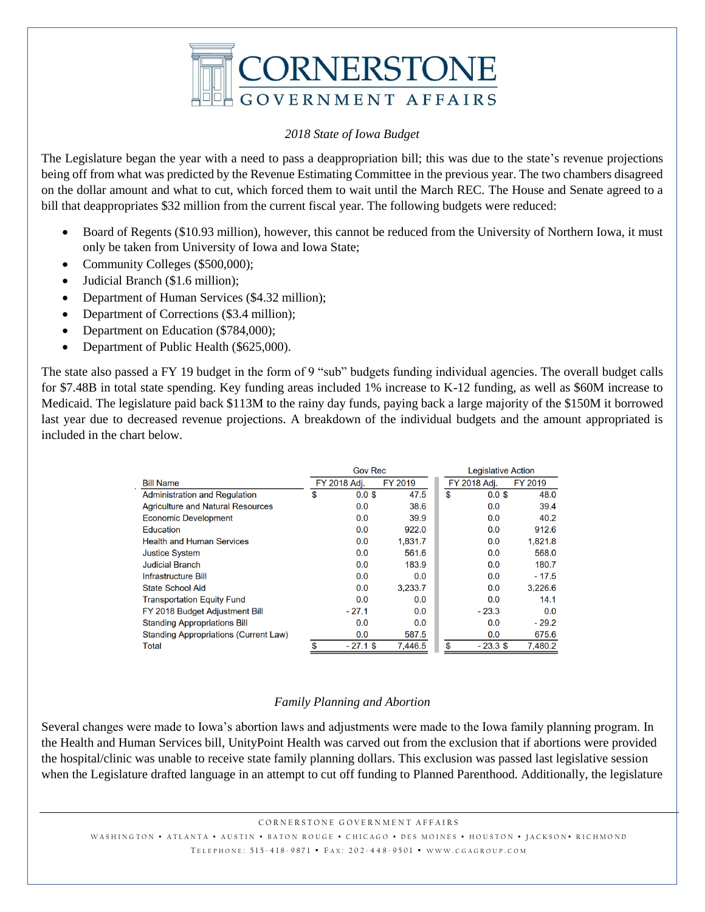*2018 State of Iowa Budget*

The Legislature began the year with a need to pass a deappropriation bill; this was due to the state's revenue projections being off from what was predicted by the Revenue Estimating Committee in the previous year. The two chambers disagreed on the dollar amount and what to cut, which forced them to wait until the March REC. The House and Senate agreed to a bill that deappropriates $32 million from the current fiscal year. The following budgets were reduced:

- Board of Regents ($10.93 million), however, this cannot be reduced from the University of Northern Iowa, it must only be taken from University of Iowa and Iowa State;
- Community Colleges ($500,000);
- Judicial Branch ($1.6 million);
- Department of Human Services ($4.32 million);
- Department of Corrections ($3.4 million);
- Department on Education ($784,000);
- Department of Public Health ($625,000).

The state also passed a FY 19 budget in the form of 9 "sub" budgets funding individual agencies. The overall budget calls for $7.48B in total state spending. Key funding areas included 1% increase to K-12 funding, as well as $60M increase to Medicaid. The legislature paid back $113M to the rainy day funds, paying back a large majority of the $150M it borrowed last year due to decreased revenue projections. A breakdown of the individual budgets and the amount appropriated is included in the chart below.

| | Gov Rec | | Legislative Action | |
|---|---|---|---|---|
| Bill Name | FY 2018 Adj. | FY 2019 | FY 2018 Adj. | FY 2019 |
| Administration and Regulation | $ 0.0 | $ 47.5 | $ 0.0 | $ 48.0 |
| Agriculture and Natural Resources | 0.0 | 38.6 | 0.0 | 39.4 |
| Economic Development | 0.0 | 39.9 | 0.0 | 40.2 |
| Education | 0.0 | 922.0 | 0.0 | 912.6 |
| Health and Human Services | 0.0 | 1,831.7 | 0.0 | 1,821.8 |
| Justice System | 0.0 | 561.6 | 0.0 | 568.0 |
| Judicial Branch | 0.0 | 183.9 | 0.0 | 180.7 |
| Infrastructure Bill | 0.0 | 0.0 | 0.0 | - 17.5 |
| State School Aid | 0.0 | 3,233.7 | 0.0 | 3,226.6 |
| Transportation Equity Fund | 0.0 | 0.0 | 0.0 | 14.1 |
| FY 2018 Budget Adjustment Bill | - 27.1 | 0.0 | - 23.3 | 0.0 |
| Standing Appropriations Bill | 0.0 | 0.0 | 0.0 | - 29.2 |
| Standing Appropriations (Current Law) | 0.0 | 587.5 | 0.0 | 675.6 |
| Total | $ - 27.1 | $ 7,446.5 | $ - 23.3 | $ 7,480.2 |

*Family Planning and Abortion*

Several changes were made to Iowa's abortion laws and adjustments were made to the Iowa family planning program. In the Health and Human Services bill, UnityPoint Health was carved out from the exclusion that if abortions were provided the hospital/clinic was unable to receive state family planning dollars. This exclusion was passed last legislative session when the Legislature drafted language in an attempt to cut off funding to Planned Parenthood. Additionally, the legislature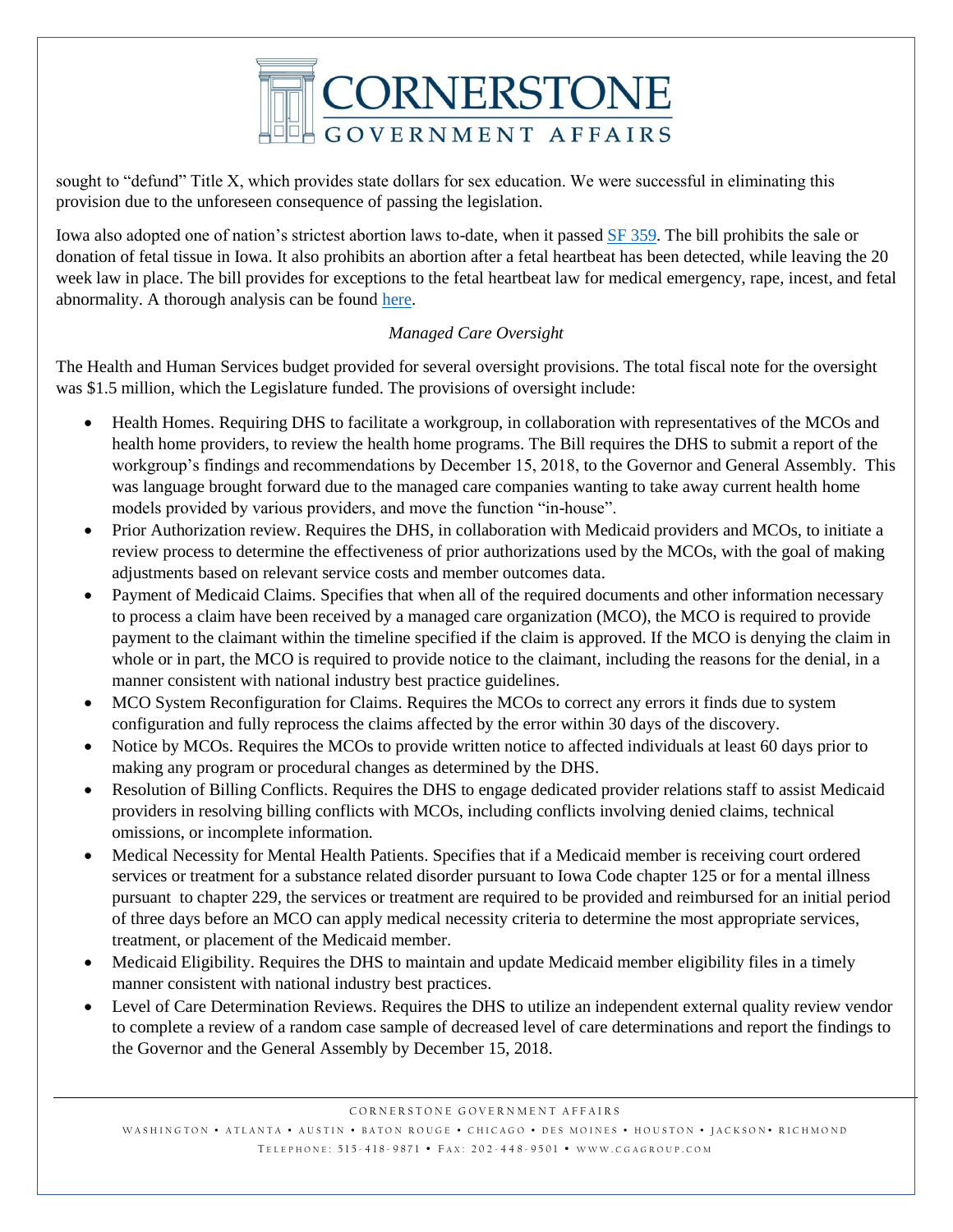sought to "defund" Title X, which provides state dollars for sex education. We were successful in eliminating this provision due to the unforeseen consequence of passing the legislation.

Iowa also adopted one of nation's strictest abortion laws to-date, when it passed [SF 359](). The bill prohibits the sale or donation of fetal tissue in Iowa. It also prohibits an abortion after a fetal heartbeat has been detected, while leaving the 20 week law in place. The bill provides for exceptions to the fetal heartbeat law for medical emergency, rape, incest, and fetal abnormality. A thorough analysis can be found [here]().

*Managed Care Oversight*

The Health and Human Services budget provided for several oversight provisions. The total fiscal note for the oversight was $1.5 million, which the Legislature funded. The provisions of oversight include:

- Health Homes. Requiring DHS to facilitate a workgroup, in collaboration with representatives of the MCOs and health home providers, to review the health home programs. The Bill requires the DHS to submit a report of the workgroup's findings and recommendations by December 15, 2018, to the Governor and General Assembly. This was language brought forward due to the managed care companies wanting to take away current health home models provided by various providers, and move the function "in-house".
- Prior Authorization review. Requires the DHS, in collaboration with Medicaid providers and MCOs, to initiate a review process to determine the effectiveness of prior authorizations used by the MCOs, with the goal of making adjustments based on relevant service costs and member outcomes data.
- Payment of Medicaid Claims. Specifies that when all of the required documents and other information necessary to process a claim have been received by a managed care organization (MCO), the MCO is required to provide payment to the claimant within the timeline specified if the claim is approved. If the MCO is denying the claim in whole or in part, the MCO is required to provide notice to the claimant, including the reasons for the denial, in a manner consistent with national industry best practice guidelines.
- MCO System Reconfiguration for Claims. Requires the MCOs to correct any errors it finds due to system configuration and fully reprocess the claims affected by the error within 30 days of the discovery.
- Notice by MCOs. Requires the MCOs to provide written notice to affected individuals at least 60 days prior to making any program or procedural changes as determined by the DHS.
- Resolution of Billing Conflicts. Requires the DHS to engage dedicated provider relations staff to assist Medicaid providers in resolving billing conflicts with MCOs, including conflicts involving denied claims, technical omissions, or incomplete information.
- Medical Necessity for Mental Health Patients. Specifies that if a Medicaid member is receiving court ordered services or treatment for a substance related disorder pursuant to Iowa Code chapter 125 or for a mental illness pursuant to chapter 229, the services or treatment are required to be provided and reimbursed for an initial period of three days before an MCO can apply medical necessity criteria to determine the most appropriate services, treatment, or placement of the Medicaid member.
- Medicaid Eligibility. Requires the DHS to maintain and update Medicaid member eligibility files in a timely manner consistent with national industry best practices.
- Level of Care Determination Reviews. Requires the DHS to utilize an independent external quality review vendor to complete a review of a random case sample of decreased level of care determinations and report the findings to the Governor and the General Assembly by December 15, 2018.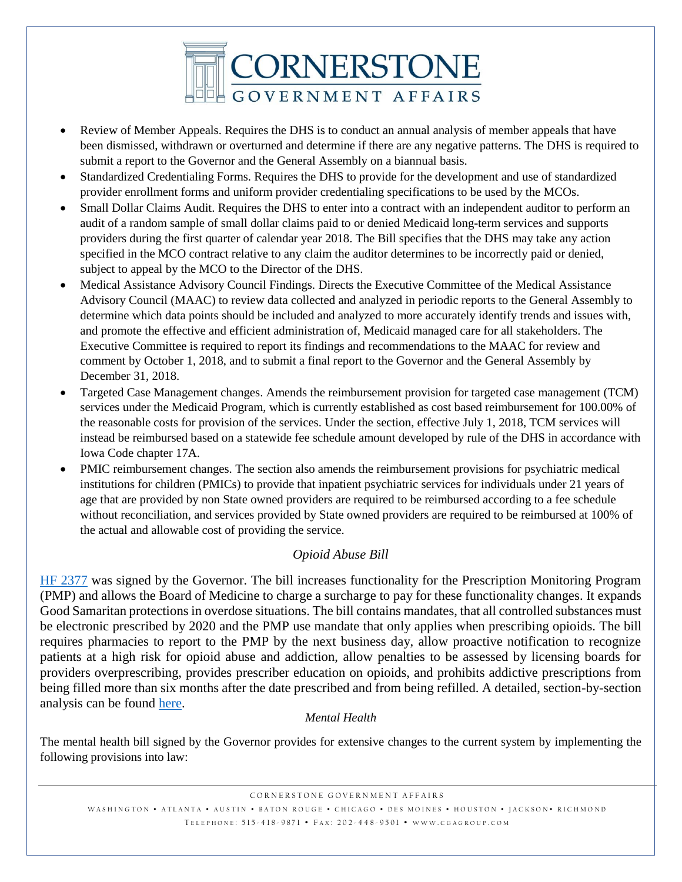- Review of Member Appeals. Requires the DHS is to conduct an annual analysis of member appeals that have been dismissed, withdrawn or overturned and determine if there are any negative patterns. The DHS is required to submit a report to the Governor and the General Assembly on a biannual basis.
- Standardized Credentialing Forms. Requires the DHS to provide for the development and use of standardized provider enrollment forms and uniform provider credentialing specifications to be used by the MCOs.
- Small Dollar Claims Audit. Requires the DHS to enter into a contract with an independent auditor to perform an audit of a random sample of small dollar claims paid to or denied Medicaid long-term services and supports providers during the first quarter of calendar year 2018. The Bill specifies that the DHS may take any action specified in the MCO contract relative to any claim the auditor determines to be incorrectly paid or denied, subject to appeal by the MCO to the Director of the DHS.
- Medical Assistance Advisory Council Findings. Directs the Executive Committee of the Medical Assistance Advisory Council (MAAC) to review data collected and analyzed in periodic reports to the General Assembly to determine which data points should be included and analyzed to more accurately identify trends and issues with, and promote the effective and efficient administration of, Medicaid managed care for all stakeholders. The Executive Committee is required to report its findings and recommendations to the MAAC for review and comment by October 1, 2018, and to submit a final report to the Governor and the General Assembly by December 31, 2018.
- Targeted Case Management changes. Amends the reimbursement provision for targeted case management (TCM) services under the Medicaid Program, which is currently established as cost based reimbursement for 100.00% of the reasonable costs for provision of the services. Under the section, effective July 1, 2018, TCM services will instead be reimbursed based on a statewide fee schedule amount developed by rule of the DHS in accordance with Iowa Code chapter 17A.
- PMIC reimbursement changes. The section also amends the reimbursement provisions for psychiatric medical institutions for children (PMICs) to provide that inpatient psychiatric services for individuals under 21 years of age that are provided by non State owned providers are required to be reimbursed according to a fee schedule without reconciliation, and services provided by State owned providers are required to be reimbursed at 100% of the actual and allowable cost of providing the service.

### *Opioid Abuse Bill*

HF 2377 was signed by the Governor. The bill increases functionality for the Prescription Monitoring Program (PMP) and allows the Board of Medicine to charge a surcharge to pay for these functionality changes. It expands Good Samaritan protections in overdose situations. The bill contains mandates, that all controlled substances must be electronic prescribed by 2020 and the PMP use mandate that only applies when prescribing opioids. The bill requires pharmacies to report to the PMP by the next business day, allow proactive notification to recognize patients at a high risk for opioid abuse and addiction, allow penalties to be assessed by licensing boards for providers overprescribing, provides prescriber education on opioids, and prohibits addictive prescriptions from being filled more than six months after the date prescribed and from being refilled. A detailed, section-by-section analysis can be found here.

### *Mental Health*

The mental health bill signed by the Governor provides for extensive changes to the current system by implementing the following provisions into law: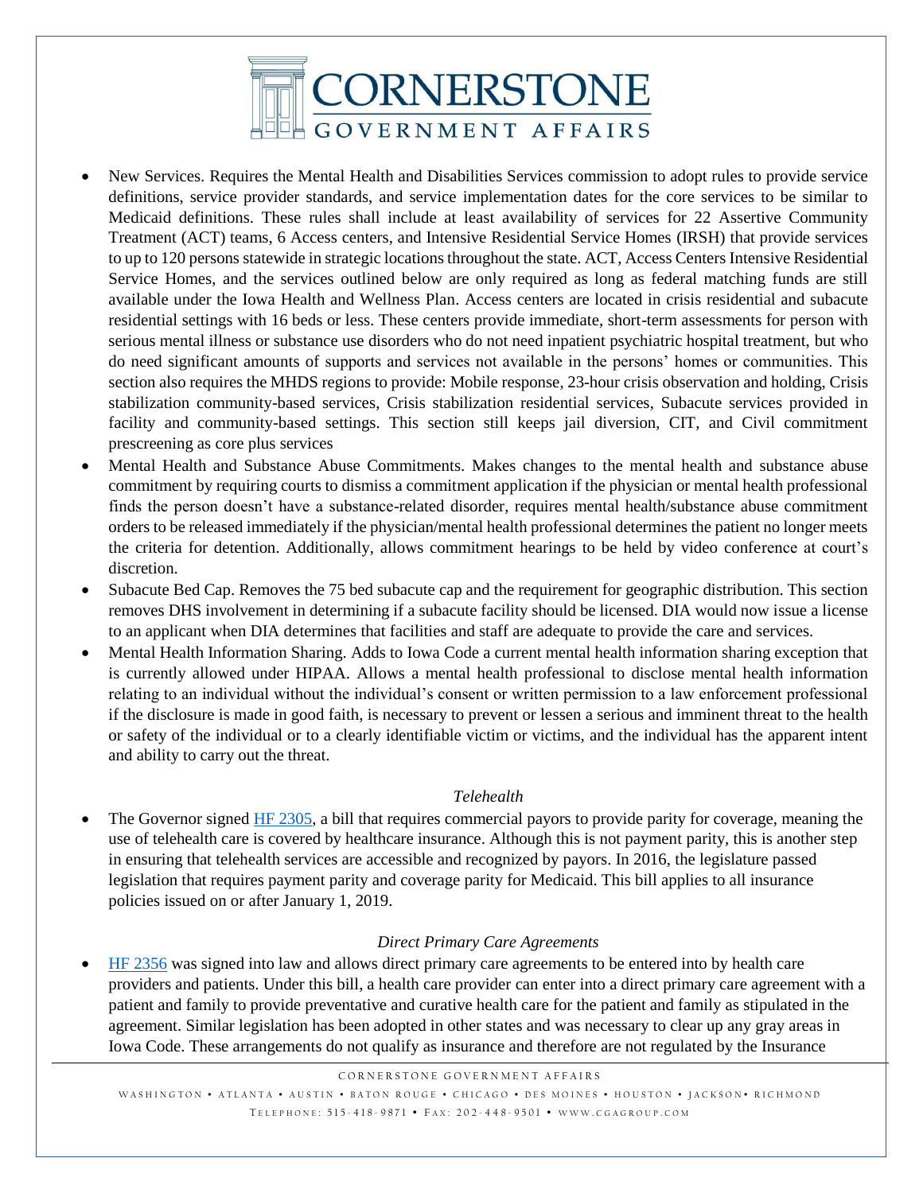- New Services. Requires the Mental Health and Disabilities Services commission to adopt rules to provide service definitions, service provider standards, and service implementation dates for the core services to be similar to Medicaid definitions. These rules shall include at least availability of services for 22 Assertive Community Treatment (ACT) teams, 6 Access centers, and Intensive Residential Service Homes (IRSH) that provide services to up to 120 persons statewide in strategic locations throughout the state. ACT, Access Centers Intensive Residential Service Homes, and the services outlined below are only required as long as federal matching funds are still available under the Iowa Health and Wellness Plan. Access centers are located in crisis residential and subacute residential settings with 16 beds or less. These centers provide immediate, short-term assessments for person with serious mental illness or substance use disorders who do not need inpatient psychiatric hospital treatment, but who do need significant amounts of supports and services not available in the persons' homes or communities. This section also requires the MHDS regions to provide: Mobile response, 23-hour crisis observation and holding, Crisis stabilization community-based services, Crisis stabilization residential services, Subacute services provided in facility and community-based settings. This section still keeps jail diversion, CIT, and Civil commitment prescreening as core plus services
- Mental Health and Substance Abuse Commitments. Makes changes to the mental health and substance abuse commitment by requiring courts to dismiss a commitment application if the physician or mental health professional finds the person doesn't have a substance-related disorder, requires mental health/substance abuse commitment orders to be released immediately if the physician/mental health professional determines the patient no longer meets the criteria for detention. Additionally, allows commitment hearings to be held by video conference at court's discretion.
- Subacute Bed Cap. Removes the 75 bed subacute cap and the requirement for geographic distribution. This section removes DHS involvement in determining if a subacute facility should be licensed. DIA would now issue a license to an applicant when DIA determines that facilities and staff are adequate to provide the care and services.
- Mental Health Information Sharing. Adds to Iowa Code a current mental health information sharing exception that is currently allowed under HIPAA. Allows a mental health professional to disclose mental health information relating to an individual without the individual's consent or written permission to a law enforcement professional if the disclosure is made in good faith, is necessary to prevent or lessen a serious and imminent threat to the health or safety of the individual or to a clearly identifiable victim or victims, and the individual has the apparent intent and ability to carry out the threat.

*Telehealth*

- The Governor signed HF 2305, a bill that requires commercial payors to provide parity for coverage, meaning the use of telehealth care is covered by healthcare insurance. Although this is not payment parity, this is another step in ensuring that telehealth services are accessible and recognized by payors. In 2016, the legislature passed legislation that requires payment parity and coverage parity for Medicaid. This bill applies to all insurance policies issued on or after January 1, 2019.

*Direct Primary Care Agreements*

- HF 2356 was signed into law and allows direct primary care agreements to be entered into by health care providers and patients. Under this bill, a health care provider can enter into a direct primary care agreement with a patient and family to provide preventative and curative health care for the patient and family as stipulated in the agreement. Similar legislation has been adopted in other states and was necessary to clear up any gray areas in Iowa Code. These arrangements do not qualify as insurance and therefore are not regulated by the Insurance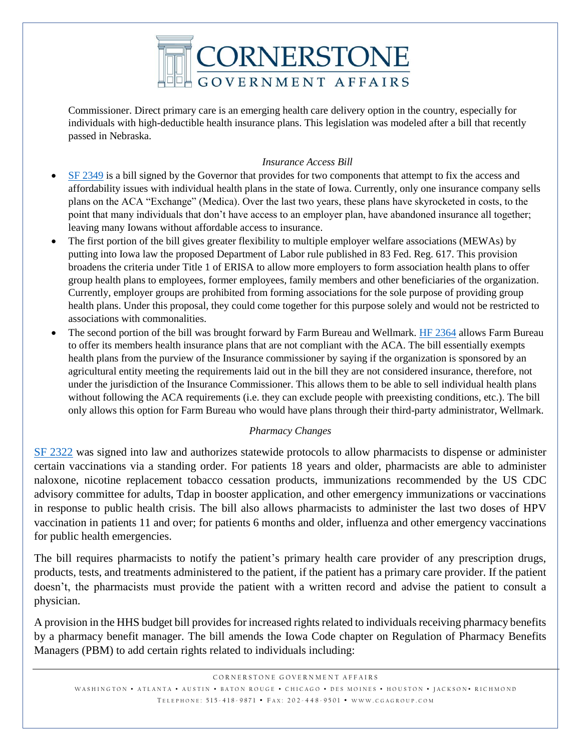Commissioner. Direct primary care is an emerging health care delivery option in the country, especially for individuals with high-deductible health insurance plans. This legislation was modeled after a bill that recently passed in Nebraska.

*Insurance Access Bill*

- SF 2349 is a bill signed by the Governor that provides for two components that attempt to fix the access and affordability issues with individual health plans in the state of Iowa. Currently, only one insurance company sells plans on the ACA "Exchange" (Medica). Over the last two years, these plans have skyrocketed in costs, to the point that many individuals that don't have access to an employer plan, have abandoned insurance all together; leaving many Iowans without affordable access to insurance.
- The first portion of the bill gives greater flexibility to multiple employer welfare associations (MEWAs) by putting into Iowa law the proposed Department of Labor rule published in 83 Fed. Reg. 617. This provision broadens the criteria under Title 1 of ERISA to allow more employers to form association health plans to offer group health plans to employees, former employees, family members and other beneficiaries of the organization. Currently, employer groups are prohibited from forming associations for the sole purpose of providing group health plans. Under this proposal, they could come together for this purpose solely and would not be restricted to associations with commonalities.
- The second portion of the bill was brought forward by Farm Bureau and Wellmark. HF 2364 allows Farm Bureau to offer its members health insurance plans that are not compliant with the ACA. The bill essentially exempts health plans from the purview of the Insurance commissioner by saying if the organization is sponsored by an agricultural entity meeting the requirements laid out in the bill they are not considered insurance, therefore, not under the jurisdiction of the Insurance Commissioner. This allows them to be able to sell individual health plans without following the ACA requirements (i.e. they can exclude people with preexisting conditions, etc.). The bill only allows this option for Farm Bureau who would have plans through their third-party administrator, Wellmark.

*Pharmacy Changes*

SF 2322 was signed into law and authorizes statewide protocols to allow pharmacists to dispense or administer certain vaccinations via a standing order. For patients 18 years and older, pharmacists are able to administer naloxone, nicotine replacement tobacco cessation products, immunizations recommended by the US CDC advisory committee for adults, Tdap in booster application, and other emergency immunizations or vaccinations in response to public health crisis. The bill also allows pharmacists to administer the last two doses of HPV vaccination in patients 11 and over; for patients 6 months and older, influenza and other emergency vaccinations for public health emergencies.

The bill requires pharmacists to notify the patient's primary health care provider of any prescription drugs, products, tests, and treatments administered to the patient, if the patient has a primary care provider. If the patient doesn't, the pharmacists must provide the patient with a written record and advise the patient to consult a physician.

A provision in the HHS budget bill provides for increased rights related to individuals receiving pharmacy benefits by a pharmacy benefit manager. The bill amends the Iowa Code chapter on Regulation of Pharmacy Benefits Managers (PBM) to add certain rights related to individuals including: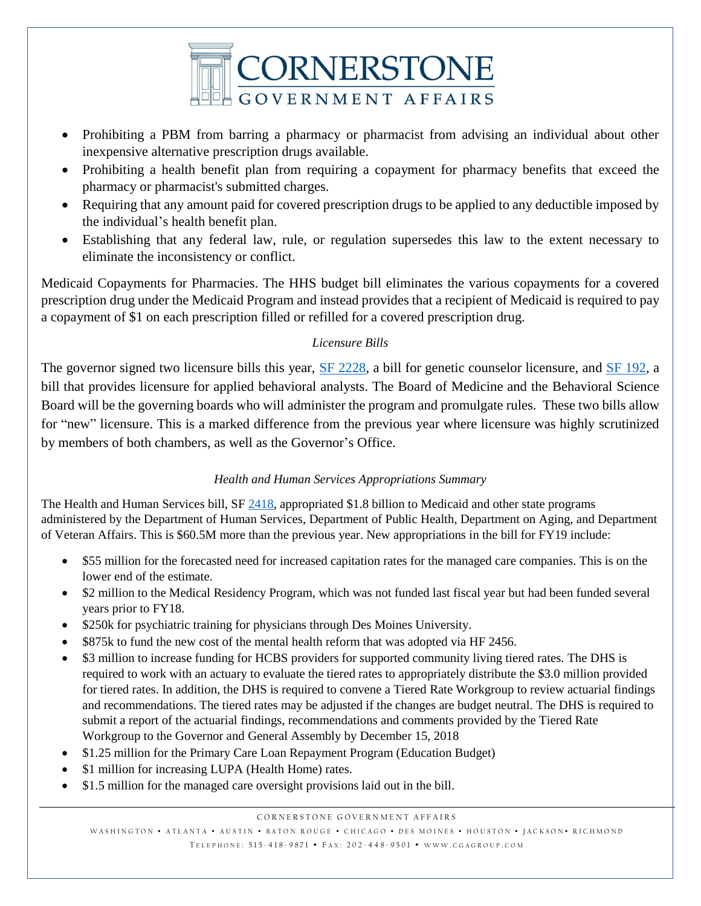- Prohibiting a PBM from barring a pharmacy or pharmacist from advising an individual about other inexpensive alternative prescription drugs available.
- Prohibiting a health benefit plan from requiring a copayment for pharmacy benefits that exceed the pharmacy or pharmacist's submitted charges.
- Requiring that any amount paid for covered prescription drugs to be applied to any deductible imposed by the individual's health benefit plan.
- Establishing that any federal law, rule, or regulation supersedes this law to the extent necessary to eliminate the inconsistency or conflict.

Medicaid Copayments for Pharmacies. The HHS budget bill eliminates the various copayments for a covered prescription drug under the Medicaid Program and instead provides that a recipient of Medicaid is required to pay a copayment of $1 on each prescription filled or refilled for a covered prescription drug.

*Licensure Bills*

The governor signed two licensure bills this year, SF 2228, a bill for genetic counselor licensure, and SF 192, a bill that provides licensure for applied behavioral analysts. The Board of Medicine and the Behavioral Science Board will be the governing boards who will administer the program and promulgate rules. These two bills allow for "new" licensure. This is a marked difference from the previous year where licensure was highly scrutinized by members of both chambers, as well as the Governor's Office.

*Health and Human Services Appropriations Summary*

The Health and Human Services bill, SF 2418, appropriated $1.8 billion to Medicaid and other state programs administered by the Department of Human Services, Department of Public Health, Department on Aging, and Department of Veteran Affairs. This is $60.5M more than the previous year. New appropriations in the bill for FY19 include:

- $55 million for the forecasted need for increased capitation rates for the managed care companies. This is on the lower end of the estimate.
- $2 million to the Medical Residency Program, which was not funded last fiscal year but had been funded several years prior to FY18.
- $250k for psychiatric training for physicians through Des Moines University.
- $875k to fund the new cost of the mental health reform that was adopted via HF 2456.
- $3 million to increase funding for HCBS providers for supported community living tiered rates. The DHS is required to work with an actuary to evaluate the tiered rates to appropriately distribute the $3.0 million provided for tiered rates. In addition, the DHS is required to convene a Tiered Rate Workgroup to review actuarial findings and recommendations. The tiered rates may be adjusted if the changes are budget neutral. The DHS is required to submit a report of the actuarial findings, recommendations and comments provided by the Tiered Rate Workgroup to the Governor and General Assembly by December 15, 2018
- $1.25 million for the Primary Care Loan Repayment Program (Education Budget)
- $1 million for increasing LUPA (Health Home) rates.
- $1.5 million for the managed care oversight provisions laid out in the bill.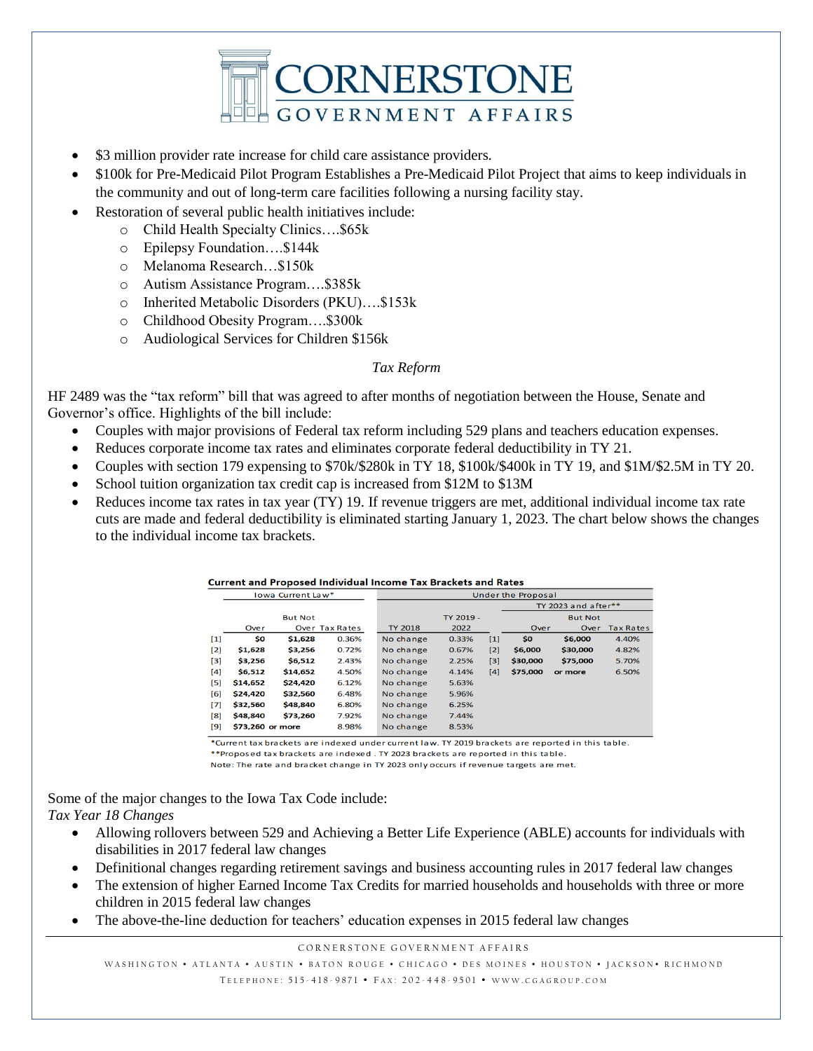- $3 million provider rate increase for child care assistance providers.
- $100k for Pre-Medicaid Pilot Program Establishes a Pre-Medicaid Pilot Project that aims to keep individuals in the community and out of long-term care facilities following a nursing facility stay.
- Restoration of several public health initiatives include:
  - Child Health Specialty Clinics….$65k
  - Epilepsy Foundation….$144k
  - Melanoma Research…$150k
  - Autism Assistance Program….$385k
  - Inherited Metabolic Disorders (PKU)….$153k
  - Childhood Obesity Program….$300k
  - Audiological Services for Children $156k

*Tax Reform*

HF 2489 was the "tax reform" bill that was agreed to after months of negotiation between the House, Senate and Governor's office. Highlights of the bill include:

- Couples with major provisions of Federal tax reform including 529 plans and teachers education expenses.
- Reduces corporate income tax rates and eliminates corporate federal deductibility in TY 21.
- Couples with section 179 expensing to $70k/$280k in TY 18, $100k/$400k in TY 19, and $1M/$2.5M in TY 20.
- School tuition organization tax credit cap is increased from $12M to $13M
- Reduces income tax rates in tax year (TY) 19. If revenue triggers are met, additional individual income tax rate cuts are made and federal deductibility is eliminated starting January 1, 2023. The chart below shows the changes to the individual income tax brackets.

**Current and Proposed Individual Income Tax Brackets and Rates**

| | Iowa Current Law* | | | Under the Proposal | | | | | |
|---|---|---|---|---|---|---|---|---|---|
| | | | | | | TY 2023 and after** | | | |
| | Over | But Not Over | Tax Rates | TY 2018 | TY 2019 - 2022 | | Over | But Not Over | Tax Rates |
| [1] | $0 | $1,628 | 0.36% | No change | 0.33% | [1] | $0 | $6,000 | 4.40% |
| [2] | $1,628 | $3,256 | 0.72% | No change | 0.67% | [2] | $6,000 | $30,000 | 4.82% |
| [3] | $3,256 | $6,512 | 2.43% | No change | 2.25% | [3] | $30,000 | $75,000 | 5.70% |
| [4] | $6,512 | $14,652 | 4.50% | No change | 4.14% | [4] | $75,000 | or more | 6.50% |
| [5] | $14,652 | $24,420 | 6.12% | No change | 5.63% | | | | |
| [6] | $24,420 | $32,560 | 6.48% | No change | 5.96% | | | | |
| [7] | $32,560 | $48,840 | 6.80% | No change | 6.25% | | | | |
| [8] | $48,840 | $73,260 | 7.92% | No change | 7.44% | | | | |
| [9] | $73,260 or more | | 8.98% | No change | 8.53% | | | | |

*Current tax brackets are indexed under current law. TY 2019 brackets are reported in this table.
**Proposed tax brackets are indexed . TY 2023 brackets are reported in this table.
Note: The rate and bracket change in TY 2023 only occurs if revenue targets are met.

Some of the major changes to the Iowa Tax Code include:

*Tax Year 18 Changes*

- Allowing rollovers between 529 and Achieving a Better Life Experience (ABLE) accounts for individuals with disabilities in 2017 federal law changes
- Definitional changes regarding retirement savings and business accounting rules in 2017 federal law changes
- The extension of higher Earned Income Tax Credits for married households and households with three or more children in 2015 federal law changes
- The above-the-line deduction for teachers' education expenses in 2015 federal law changes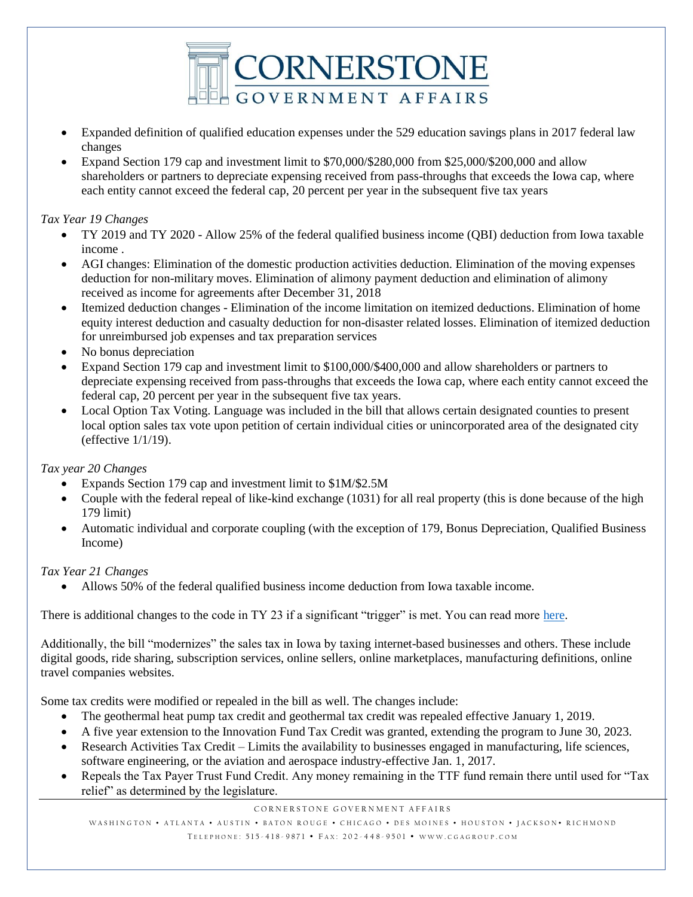- Expanded definition of qualified education expenses under the 529 education savings plans in 2017 federal law changes
- Expand Section 179 cap and investment limit to $70,000/$280,000 from $25,000/$200,000 and allow shareholders or partners to depreciate expensing received from pass-throughs that exceeds the Iowa cap, where each entity cannot exceed the federal cap, 20 percent per year in the subsequent five tax years

*Tax Year 19 Changes*

- TY 2019 and TY 2020 - Allow 25% of the federal qualified business income (QBI) deduction from Iowa taxable income .
- AGI changes: Elimination of the domestic production activities deduction. Elimination of the moving expenses deduction for non-military moves. Elimination of alimony payment deduction and elimination of alimony received as income for agreements after December 31, 2018
- Itemized deduction changes - Elimination of the income limitation on itemized deductions. Elimination of home equity interest deduction and casualty deduction for non-disaster related losses. Elimination of itemized deduction for unreimbursed job expenses and tax preparation services
- No bonus depreciation
- Expand Section 179 cap and investment limit to $100,000/$400,000 and allow shareholders or partners to depreciate expensing received from pass-throughs that exceeds the Iowa cap, where each entity cannot exceed the federal cap, 20 percent per year in the subsequent five tax years.
- Local Option Tax Voting. Language was included in the bill that allows certain designated counties to present local option sales tax vote upon petition of certain individual cities or unincorporated area of the designated city (effective 1/1/19).

*Tax year 20 Changes*

- Expands Section 179 cap and investment limit to $1M/$2.5M
- Couple with the federal repeal of like-kind exchange (1031) for all real property (this is done because of the high 179 limit)
- Automatic individual and corporate coupling (with the exception of 179, Bonus Depreciation, Qualified Business Income)

*Tax Year 21 Changes*

- Allows 50% of the federal qualified business income deduction from Iowa taxable income.

There is additional changes to the code in TY 23 if a significant "trigger" is met. You can read more here.

Additionally, the bill "modernizes" the sales tax in Iowa by taxing internet-based businesses and others. These include digital goods, ride sharing, subscription services, online sellers, online marketplaces, manufacturing definitions, online travel companies websites.

Some tax credits were modified or repealed in the bill as well. The changes include:

- The geothermal heat pump tax credit and geothermal tax credit was repealed effective January 1, 2019.
- A five year extension to the Innovation Fund Tax Credit was granted, extending the program to June 30, 2023.
- Research Activities Tax Credit – Limits the availability to businesses engaged in manufacturing, life sciences, software engineering, or the aviation and aerospace industry-effective Jan. 1, 2017.
- Repeals the Tax Payer Trust Fund Credit. Any money remaining in the TTF fund remain there until used for "Tax relief" as determined by the legislature.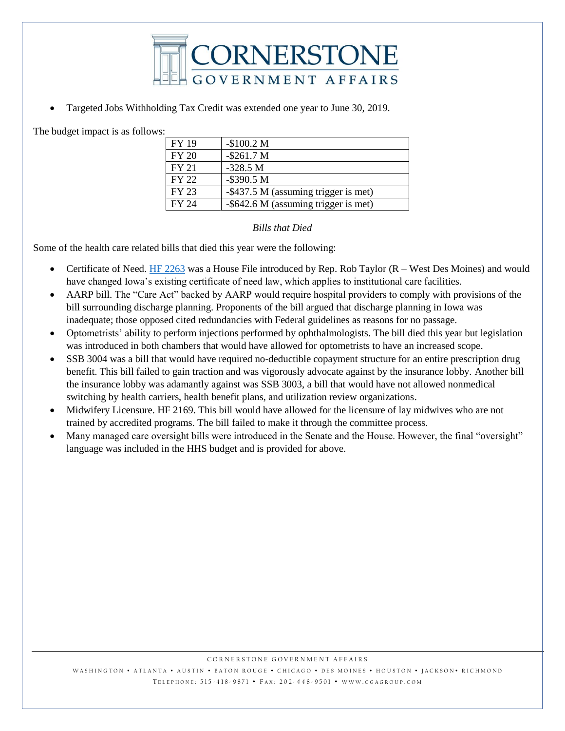- Targeted Jobs Withholding Tax Credit was extended one year to June 30, 2019.

The budget impact is as follows:

| | |
|---|---|
| FY 19 | -$100.2 M |
| FY 20 | -$261.7 M |
| FY 21 | -328.5 M |
| FY 22 | -$390.5 M |
| FY 23 | -$437.5 M (assuming trigger is met) |
| FY 24 | -$642.6 M (assuming trigger is met) |

*Bills that Died*

Some of the health care related bills that died this year were the following:

- Certificate of Need. HF 2263 was a House File introduced by Rep. Rob Taylor (R – West Des Moines) and would have changed Iowa's existing certificate of need law, which applies to institutional care facilities.
- AARP bill. The "Care Act" backed by AARP would require hospital providers to comply with provisions of the bill surrounding discharge planning. Proponents of the bill argued that discharge planning in Iowa was inadequate; those opposed cited redundancies with Federal guidelines as reasons for no passage.
- Optometrists' ability to perform injections performed by ophthalmologists. The bill died this year but legislation was introduced in both chambers that would have allowed for optometrists to have an increased scope.
- SSB 3004 was a bill that would have required no-deductible copayment structure for an entire prescription drug benefit. This bill failed to gain traction and was vigorously advocate against by the insurance lobby. Another bill the insurance lobby was adamantly against was SSB 3003, a bill that would have not allowed nonmedical switching by health carriers, health benefit plans, and utilization review organizations.
- Midwifery Licensure. HF 2169. This bill would have allowed for the licensure of lay midwives who are not trained by accredited programs. The bill failed to make it through the committee process.
- Many managed care oversight bills were introduced in the Senate and the House. However, the final "oversight" language was included in the HHS budget and is provided for above.